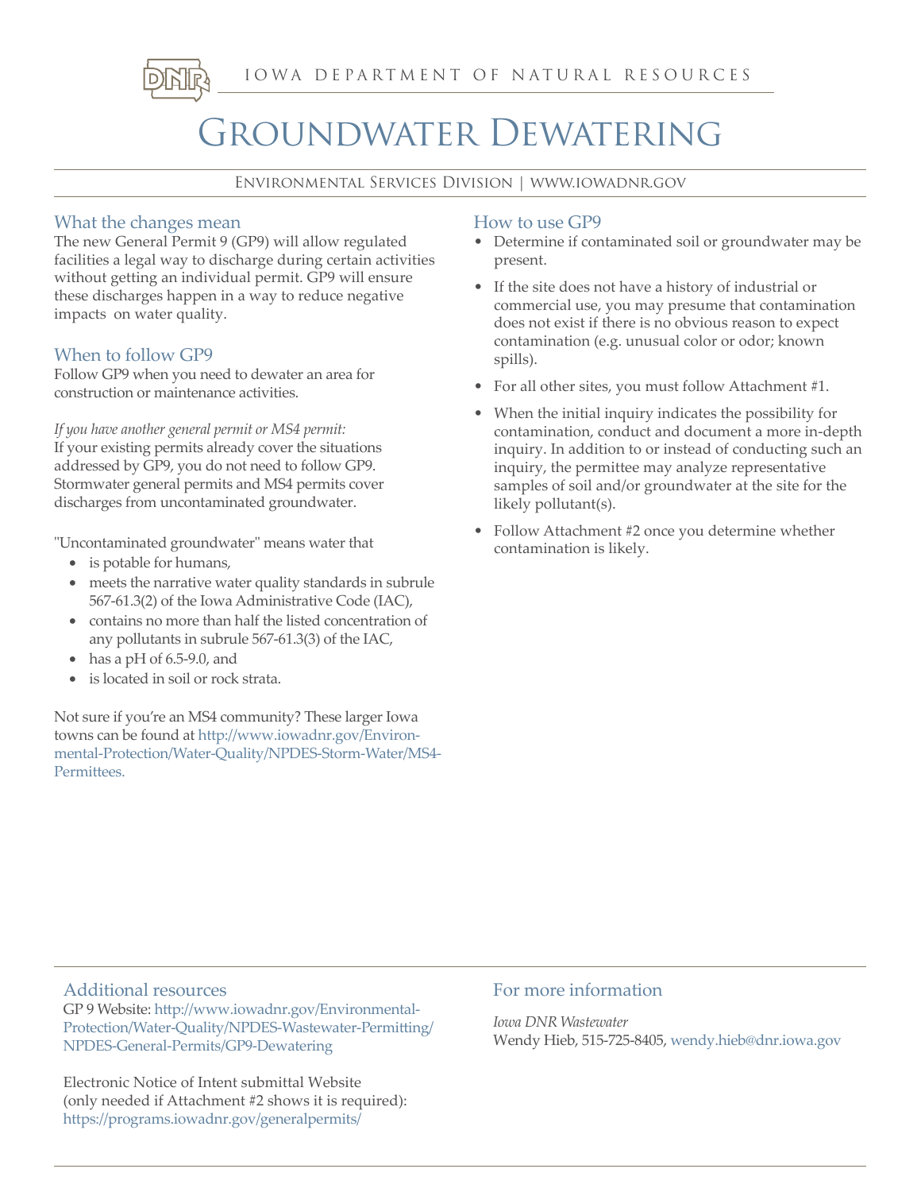IOWA DEPARTMENT OF NATURAL RESOURCES

# Groundwater Dewatering

Environmental Services Division | www.iowadnr.gov

## What the changes mean

The new General Permit 9 (GP9) will allow regulated facilities a legal way to discharge during certain activities without getting an individual permit. GP9 will ensure these discharges happen in a way to reduce negative impacts on water quality.

## When to follow GP9

Follow GP9 when you need to dewater an area for construction or maintenance activities.

*If you have another general permit or MS4 permit:*
If your existing permits already cover the situations addressed by GP9, you do not need to follow GP9. Stormwater general permits and MS4 permits cover discharges from uncontaminated groundwater.

"Uncontaminated groundwater" means water that

- is potable for humans,
- meets the narrative water quality standards in subrule 567-61.3(2) of the Iowa Administrative Code (IAC),
- contains no more than half the listed concentration of any pollutants in subrule 567-61.3(3) of the IAC,
- has a pH of 6.5-9.0, and
- is located in soil or rock strata.

Not sure if you're an MS4 community? These larger Iowa towns can be found at http://www.iowadnr.gov/Environmental-Protection/Water-Quality/NPDES-Storm-Water/MS4-Permittees.

## How to use GP9

- Determine if contaminated soil or groundwater may be present.
- If the site does not have a history of industrial or commercial use, you may presume that contamination does not exist if there is no obvious reason to expect contamination (e.g. unusual color or odor; known spills).
- For all other sites, you must follow Attachment #1.
- When the initial inquiry indicates the possibility for contamination, conduct and document a more in-depth inquiry. In addition to or instead of conducting such an inquiry, the permittee may analyze representative samples of soil and/or groundwater at the site for the likely pollutant(s).
- Follow Attachment #2 once you determine whether contamination is likely.

## Additional resources

GP 9 Website: http://www.iowadnr.gov/Environmental-Protection/Water-Quality/NPDES-Wastewater-Permitting/NPDES-General-Permits/GP9-Dewatering

Electronic Notice of Intent submittal Website (only needed if Attachment #2 shows it is required): https://programs.iowadnr.gov/generalpermits/

## For more information

*Iowa DNR Wastewater*
Wendy Hieb, 515-725-8405, wendy.hieb@dnr.iowa.gov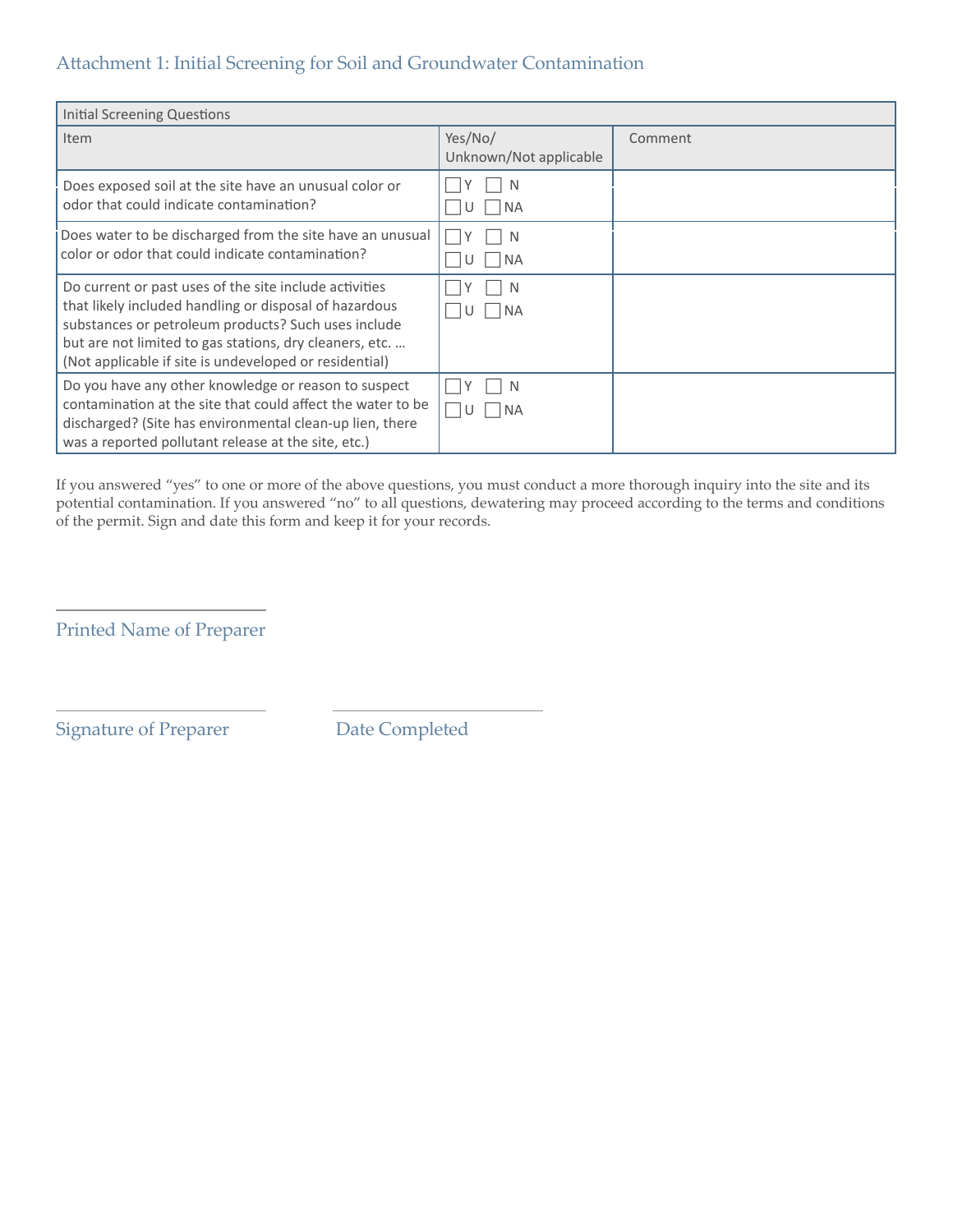## Attachment 1: Initial Screening for Soil and Groundwater Contamination

| Initial Screening Questions | | |
|---|---|---|
| Item | Yes/No/ Unknown/Not applicable | Comment |
| Does exposed soil at the site have an unusual color or odor that could indicate contamination? | ☐ Y ☐ N ☐ U ☐ NA | |
| Does water to be discharged from the site have an unusual color or odor that could indicate contamination? | ☐ Y ☐ N ☐ U ☐ NA | |
| Do current or past uses of the site include activities that likely included handling or disposal of hazardous substances or petroleum products? Such uses include but are not limited to gas stations, dry cleaners, etc. … (Not applicable if site is undeveloped or residential) | ☐ Y ☐ N ☐ U ☐ NA | |
| Do you have any other knowledge or reason to suspect contamination at the site that could affect the water to be discharged? (Site has environmental clean-up lien, there was a reported pollutant release at the site, etc.) | ☐ Y ☐ N ☐ U ☐ NA | |

If you answered "yes" to one or more of the above questions, you must conduct a more thorough inquiry into the site and its potential contamination. If you answered "no" to all questions, dewatering may proceed according to the terms and conditions of the permit. Sign and date this form and keep it for your records.

\_\_\_\_\_\_\_\_\_\_\_\_\_\_\_\_\_\_\_\_\_\_\_\_\_\_\_\_\_\_

Printed Name of Preparer

\_\_\_\_\_\_\_\_\_\_\_\_\_\_\_\_\_\_\_\_\_\_\_\_\_\_\_\_\_\_ \_\_\_\_\_\_\_\_\_\_\_\_\_\_\_\_\_\_\_\_\_\_\_\_\_\_\_\_\_\_

Signature of Preparer Date Completed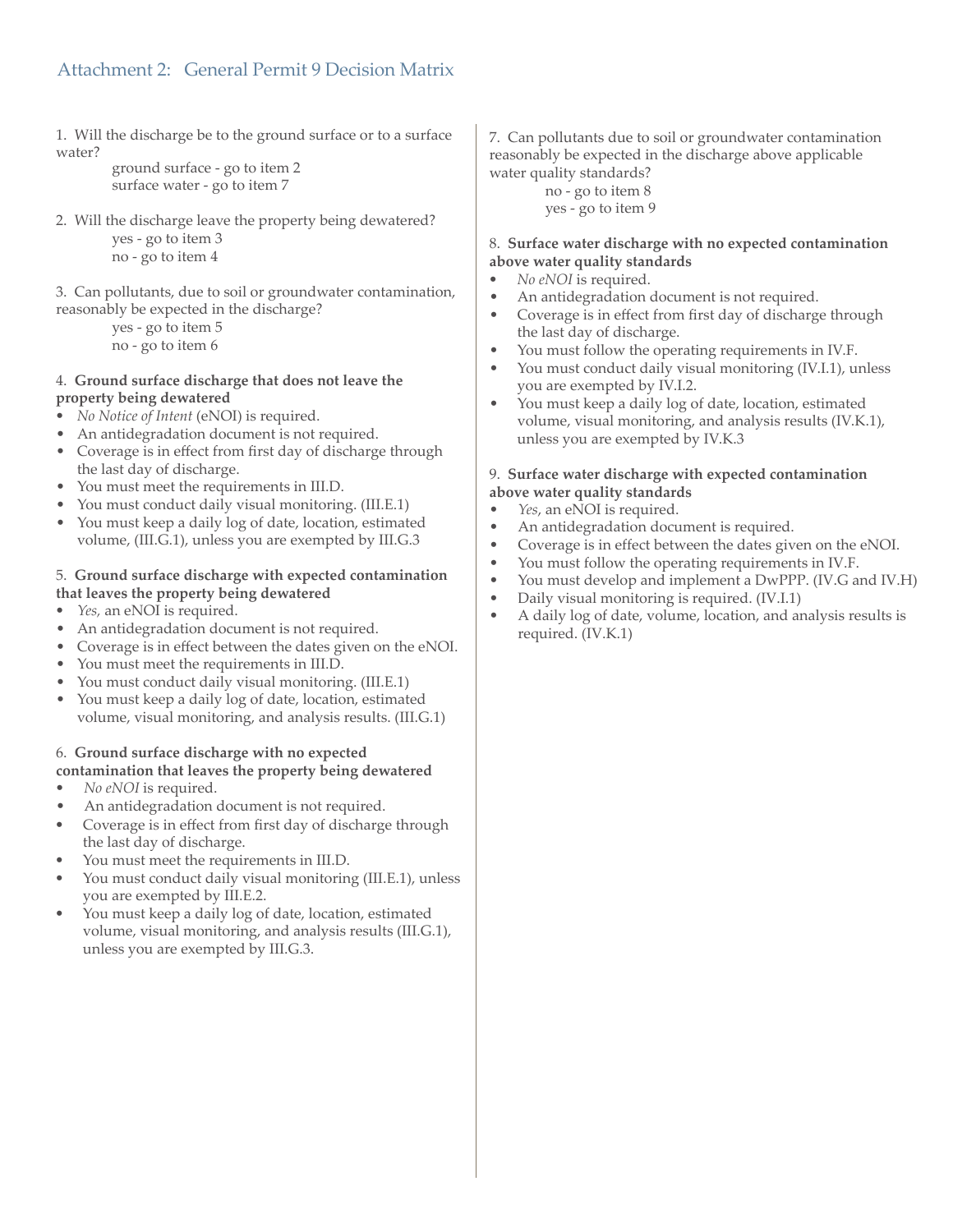## Attachment 2: General Permit 9 Decision Matrix

1. Will the discharge be to the ground surface or to a surface water?

    ground surface - go to item 2
    surface water - go to item 7

2. Will the discharge leave the property being dewatered?

    yes - go to item 3
    no - go to item 4

3. Can pollutants, due to soil or groundwater contamination, reasonably be expected in the discharge?

    yes - go to item 5
    no - go to item 6

4. **Ground surface discharge that does not leave the property being dewatered**

- *No Notice of Intent* (eNOI) is required.
- An antidegradation document is not required.
- Coverage is in effect from first day of discharge through the last day of discharge.
- You must meet the requirements in III.D.
- You must conduct daily visual monitoring. (III.E.1)
- You must keep a daily log of date, location, estimated volume, (III.G.1), unless you are exempted by III.G.3

5. **Ground surface discharge with expected contamination that leaves the property being dewatered**

- *Yes,* an eNOI is required.
- An antidegradation document is not required.
- Coverage is in effect between the dates given on the eNOI.
- You must meet the requirements in III.D.
- You must conduct daily visual monitoring. (III.E.1)
- You must keep a daily log of date, location, estimated volume, visual monitoring, and analysis results. (III.G.1)

6. **Ground surface discharge with no expected contamination that leaves the property being dewatered**

- *No eNOI* is required.
- An antidegradation document is not required.
- Coverage is in effect from first day of discharge through the last day of discharge.
- You must meet the requirements in III.D.
- You must conduct daily visual monitoring (III.E.1), unless you are exempted by III.E.2.
- You must keep a daily log of date, location, estimated volume, visual monitoring, and analysis results (III.G.1), unless you are exempted by III.G.3.

7. Can pollutants due to soil or groundwater contamination reasonably be expected in the discharge above applicable water quality standards?

    no - go to item 8
    yes - go to item 9

8. **Surface water discharge with no expected contamination above water quality standards**

- *No eNOI* is required.
- An antidegradation document is not required.
- Coverage is in effect from first day of discharge through the last day of discharge.
- You must follow the operating requirements in IV.F.
- You must conduct daily visual monitoring (IV.I.1), unless you are exempted by IV.I.2.
- You must keep a daily log of date, location, estimated volume, visual monitoring, and analysis results (IV.K.1), unless you are exempted by IV.K.3

9. **Surface water discharge with expected contamination above water quality standards**

- *Yes*, an eNOI is required.
- An antidegradation document is required.
- Coverage is in effect between the dates given on the eNOI.
- You must follow the operating requirements in IV.F.
- You must develop and implement a DwPPP. (IV.G and IV.H)
- Daily visual monitoring is required. (IV.I.1)
- A daily log of date, volume, location, and analysis results is required. (IV.K.1)